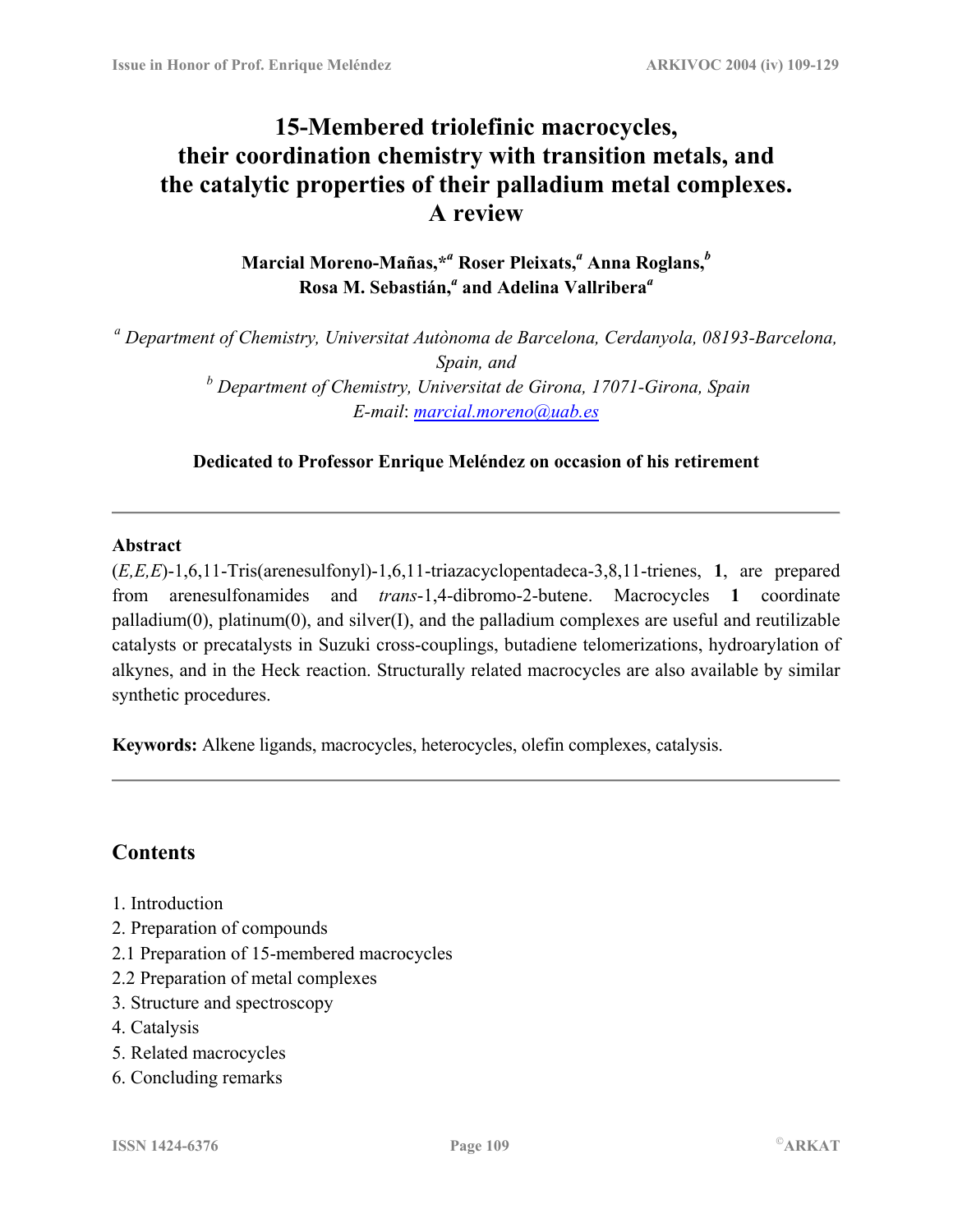# 15-Membered triolefinic macrocycles, their coordination chemistry with transition metals, and the catalytic properties of their palladium metal complexes. A review

**Marcial Moreno-Mañas,*[a] Roser Pleixats,[a] Anna Roglans,[b] Rosa M. Sebastián,[a] and Adelina Vallribera[a]**

[a] *Department of Chemistry, Universitat Autònoma de Barcelona, Cerdanyola, 08193-Barcelona, Spain, and*

[b] *Department of Chemistry, Universitat de Girona, 17071-Girona, Spain*

*E-mail*: marcial.moreno@uab.es

**Dedicated to Professor Enrique Meléndez on occasion of his retirement**

---

**Abstract**

(*E,E,E*)-1,6,11-Tris(arenesulfonyl)-1,6,11-triazacyclopentadeca-3,8,11-trienes, **1**, are prepared from arenesulfonamides and *trans*-1,4-dibromo-2-butene. Macrocycles **1** coordinate palladium(0), platinum(0), and silver(I), and the palladium complexes are useful and reutilizable catalysts or precatalysts in Suzuki cross-couplings, butadiene telomerizations, hydroarylation of alkynes, and in the Heck reaction. Structurally related macrocycles are also available by similar synthetic procedures.

**Keywords:** Alkene ligands, macrocycles, heterocycles, olefin complexes, catalysis.

---

## Contents

1. Introduction
2. Preparation of compounds
2.1 Preparation of 15-membered macrocycles
2.2 Preparation of metal complexes
3. Structure and spectroscopy
4. Catalysis
5. Related macrocycles
6. Concluding remarks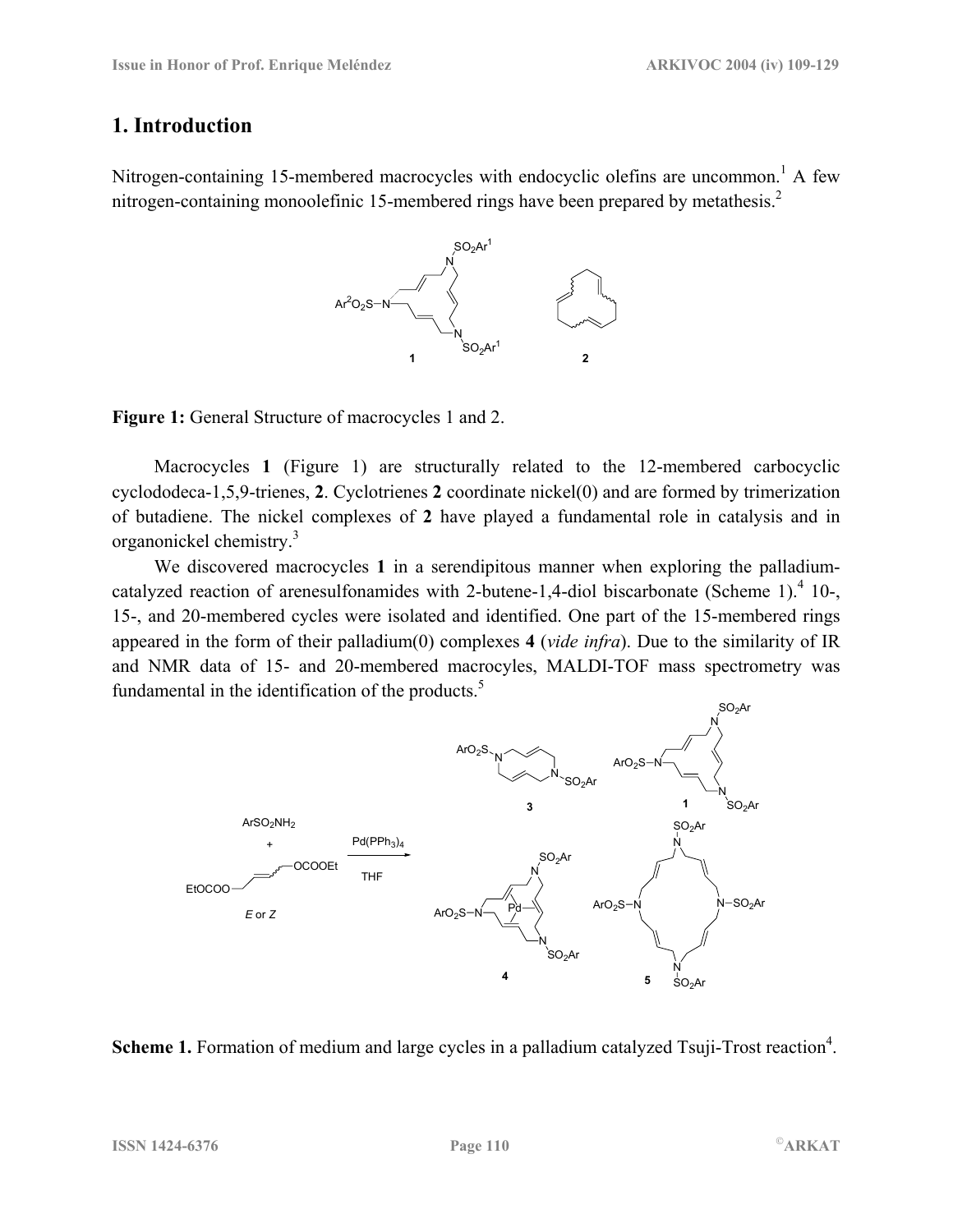## 1. Introduction

Nitrogen-containing 15-membered macrocycles with endocyclic olefins are uncommon.[1] A few nitrogen-containing monoolefinic 15-membered rings have been prepared by metathesis.[2]

**Figure 1:** General Structure of macrocycles 1 and 2.

Macrocycles **1** (Figure 1) are structurally related to the 12-membered carbocyclic cyclododeca-1,5,9-trienes, **2**. Cyclotrienes **2** coordinate nickel(0) and are formed by trimerization of butadiene. The nickel complexes of **2** have played a fundamental role in catalysis and in organonickel chemistry.[3]

We discovered macrocycles **1** in a serendipitous manner when exploring the palladium-catalyzed reaction of arenesulfonamides with 2-butene-1,4-diol biscarbonate (Scheme 1).[4] 10-, 15-, and 20-membered cycles were isolated and identified. One part of the 15-membered rings appeared in the form of their palladium(0) complexes **4** (*vide infra*). Due to the similarity of IR and NMR data of 15- and 20-membered macrocyles, MALDI-TOF mass spectrometry was fundamental in the identification of the products.[5]

**Scheme 1.** Formation of medium and large cycles in a palladium catalyzed Tsuji-Trost reaction[4].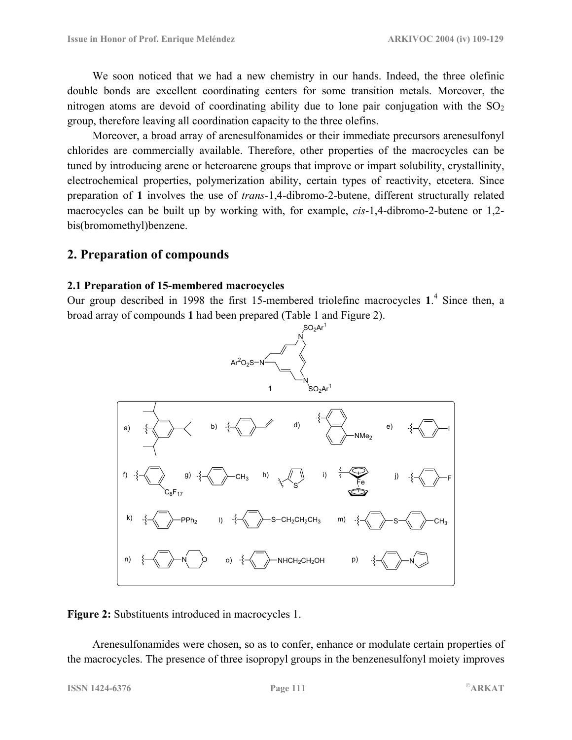We soon noticed that we had a new chemistry in our hands. Indeed, the three olefinic double bonds are excellent coordinating centers for some transition metals. Moreover, the nitrogen atoms are devoid of coordinating ability due to lone pair conjugation with the $SO_2$ group, therefore leaving all coordination capacity to the three olefins.

Moreover, a broad array of arenesulfonamides or their immediate precursors arenesulfonyl chlorides are commercially available. Therefore, other properties of the macrocycles can be tuned by introducing arene or heteroarene groups that improve or impart solubility, crystallinity, electrochemical properties, polymerization ability, certain types of reactivity, etcetera. Since preparation of **1** involves the use of *trans*-1,4-dibromo-2-butene, different structurally related macrocycles can be built up by working with, for example, *cis*-1,4-dibromo-2-butene or 1,2-bis(bromomethyl)benzene.

## 2. Preparation of compounds

### 2.1 Preparation of 15-membered macrocycles

Our group described in 1998 the first 15-membered triolefinc macrocycles **1**.[4] Since then, a broad array of compounds **1** had been prepared (Table 1 and Figure 2).

**Figure 2:** Substituents introduced in macrocycles 1.

Arenesulfonamides were chosen, so as to confer, enhance or modulate certain properties of the macrocycles. The presence of three isopropyl groups in the benzenesulfonyl moiety improves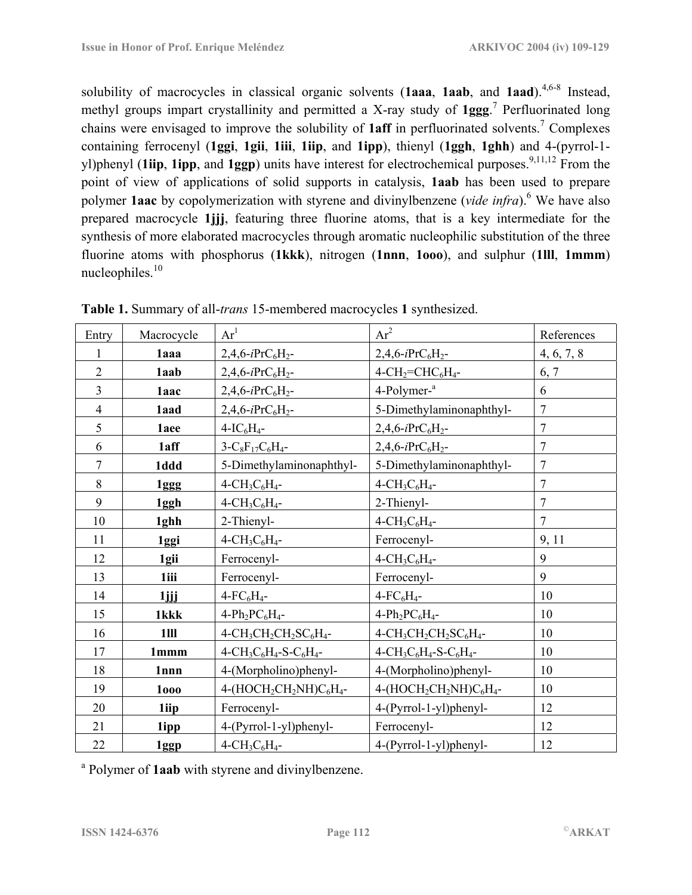solubility of macrocycles in classical organic solvents (**1aaa**, **1aab**, and **1aad**).[4,6-8] Instead, methyl groups impart crystallinity and permitted a X-ray study of **1ggg**.[7] Perfluorinated long chains were envisaged to improve the solubility of **1aff** in perfluorinated solvents.[7] Complexes containing ferrocenyl (**1ggi**, **1gii**, **1iii**, **1iip**, and **1ipp**), thienyl (**1ggh**, **1ghh**) and 4-(pyrrol-1-yl)phenyl (**1iip**, **1ipp**, and **1ggp**) units have interest for electrochemical purposes.[9,11,12] From the point of view of applications of solid supports in catalysis, **1aab** has been used to prepare polymer **1aac** by copolymerization with styrene and divinylbenzene (*vide infra*).[6] We have also prepared macrocycle **1jjj**, featuring three fluorine atoms, that is a key intermediate for the synthesis of more elaborated macrocycles through aromatic nucleophilic substitution of the three fluorine atoms with phosphorus (**1kkk**), nitrogen (**1nnn**, **1ooo**), and sulphur (**1lll**, **1mmm**) nucleophiles.[10]

**Table 1.** Summary of all-*trans* 15-membered macrocycles **1** synthesized.

| Entry | Macrocycle | $Ar^1$ | $Ar^2$ | References |
|---|---|---|---|---|
| 1 | **1aaa** | 2,4,6-$i$Pr$C_6H_2$- | 2,4,6-$i$Pr$C_6H_2$- | 4, 6, 7, 8 |
| 2 | **1aab** | 2,4,6-$i$Pr$C_6H_2$- | 4-$CH_2$=$CHC_6H_4$- | 6, 7 |
| 3 | **1aac** | 2,4,6-$i$Pr$C_6H_2$- | 4-Polymer-[a] | 6 |
| 4 | **1aad** | 2,4,6-$i$Pr$C_6H_2$- | 5-Dimethylaminonaphthyl- | 7 |
| 5 | **1aee** | 4-$IC_6H_4$- | 2,4,6-$i$Pr$C_6H_2$- | 7 |
| 6 | **1aff** | 3-$C_8F_{17}C_6H_4$- | 2,4,6-$i$Pr$C_6H_2$- | 7 |
| 7 | **1ddd** | 5-Dimethylaminonaphthyl- | 5-Dimethylaminonaphthyl- | 7 |
| 8 | **1ggg** | 4-$CH_3C_6H_4$- | 4-$CH_3C_6H_4$- | 7 |
| 9 | **1ggh** | 4-$CH_3C_6H_4$- | 2-Thienyl- | 7 |
| 10 | **1ghh** | 2-Thienyl- | 4-$CH_3C_6H_4$- | 7 |
| 11 | **1ggi** | 4-$CH_3C_6H_4$- | Ferrocenyl- | 9, 11 |
| 12 | **1gii** | Ferrocenyl- | 4-$CH_3C_6H_4$- | 9 |
| 13 | **1iii** | Ferrocenyl- | Ferrocenyl- | 9 |
| 14 | **1jjj** | 4-$FC_6H_4$- | 4-$FC_6H_4$- | 10 |
| 15 | **1kkk** | 4-$Ph_2PC_6H_4$- | 4-$Ph_2PC_6H_4$- | 10 |
| 16 | **1lll** | 4-$CH_3CH_2CH_2SC_6H_4$- | 4-$CH_3CH_2CH_2SC_6H_4$- | 10 |
| 17 | **1mmm** | 4-$CH_3C_6H_4$-S-$C_6H_4$- | 4-$CH_3C_6H_4$-S-$C_6H_4$- | 10 |
| 18 | **1nnn** | 4-(Morpholino)phenyl- | 4-(Morpholino)phenyl- | 10 |
| 19 | **1ooo** | 4-($HOCH_2CH_2NH$)$C_6H_4$- | 4-($HOCH_2CH_2NH$)$C_6H_4$- | 10 |
| 20 | **1iip** | Ferrocenyl- | 4-(Pyrrol-1-yl)phenyl- | 12 |
| 21 | **1ipp** | 4-(Pyrrol-1-yl)phenyl- | Ferrocenyl- | 12 |
| 22 | **1ggp** | 4-$CH_3C_6H_4$- | 4-(Pyrrol-1-yl)phenyl- | 12 |

[a] Polymer of **1aab** with styrene and divinylbenzene.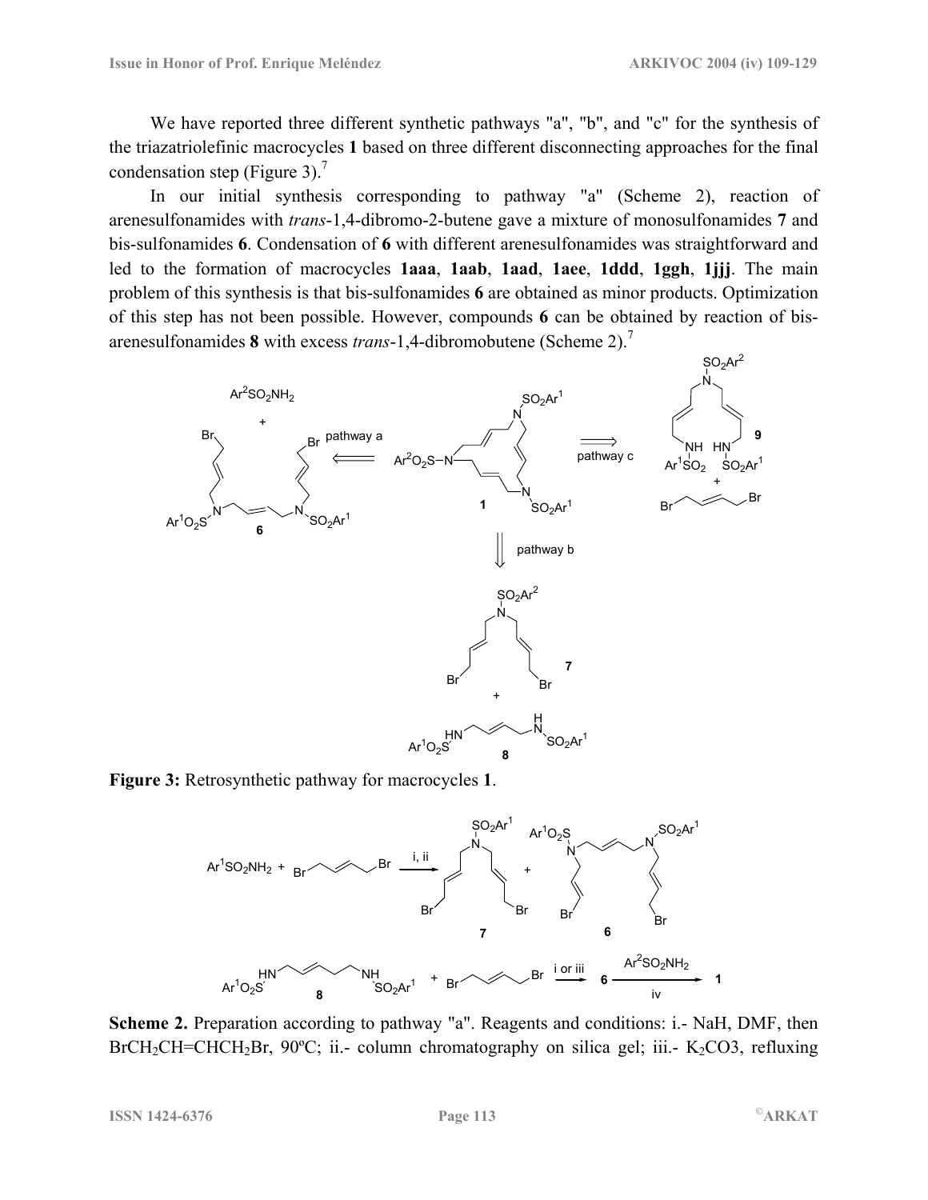We have reported three different synthetic pathways "a", "b", and "c" for the synthesis of the triazatriolefinic macrocycles **1** based on three different disconnecting approaches for the final condensation step (Figure 3).[7]

In our initial synthesis corresponding to pathway "a" (Scheme 2), reaction of arenesulfonamides with *trans*-1,4-dibromo-2-butene gave a mixture of monosulfonamides **7** and bis-sulfonamides **6**. Condensation of **6** with different arenesulfonamides was straightforward and led to the formation of macrocycles **1aaa**, **1aab**, **1aad**, **1aee**, **1ddd**, **1ggh**, **1jjj**. The main problem of this synthesis is that bis-sulfonamides **6** are obtained as minor products. Optimization of this step has not been possible. However, compounds **6** can be obtained by reaction of bis-arenesulfonamides **8** with excess *trans*-1,4-dibromobutene (Scheme 2).[7]

**Figure 3:** Retrosynthetic pathway for macrocycles **1**.

**Scheme 2.** Preparation according to pathway "a". Reagents and conditions: i.- NaH, DMF, then $BrCH_2CH{=}CHCH_2Br$, 90ºC; ii.- column chromatography on silica gel; iii.- $K_2CO3$, refluxing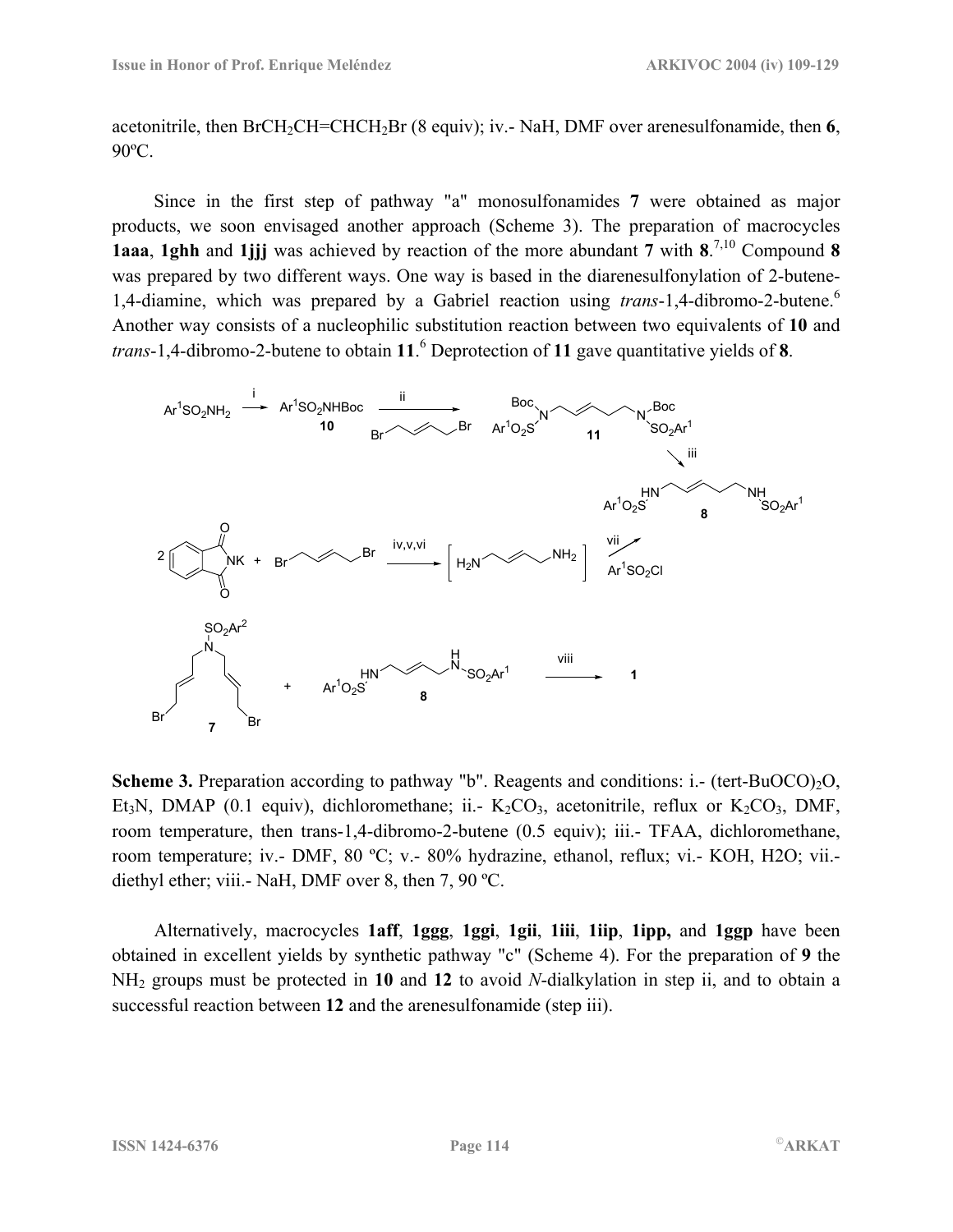acetonitrile, then $BrCH_2CH=CHCH_2Br$ (8 equiv); iv.- NaH, DMF over arenesulfonamide, then **6**, 90ºC.

Since in the first step of pathway "a" monosulfonamides **7** were obtained as major products, we soon envisaged another approach (Scheme 3). The preparation of macrocycles **1aaa**, **1ghh** and **1jjj** was achieved by reaction of the more abundant **7** with **8**.[7,10] Compound **8** was prepared by two different ways. One way is based in the diarenesulfonylation of 2-butene-1,4-diamine, which was prepared by a Gabriel reaction using *trans*-1,4-dibromo-2-butene.[6] Another way consists of a nucleophilic substitution reaction between two equivalents of **10** and *trans*-1,4-dibromo-2-butene to obtain **11**.[6] Deprotection of **11** gave quantitative yields of **8**.

**Scheme 3.** Preparation according to pathway "b". Reagents and conditions: i.- $(tert\text{-}BuOCO)_2O$, $Et_3N$, DMAP (0.1 equiv), dichloromethane; ii.- $K_2CO_3$, acetonitrile, reflux or $K_2CO_3$, DMF, room temperature, then trans-1,4-dibromo-2-butene (0.5 equiv); iii.- TFAA, dichloromethane, room temperature; iv.- DMF, 80 ºC; v.- 80% hydrazine, ethanol, reflux; vi.- KOH, H2O; vii.- diethyl ether; viii.- NaH, DMF over 8, then 7, 90 ºC.

Alternatively, macrocycles **1aff**, **1ggg**, **1ggi**, **1gii**, **1iii**, **1iip**, **1ipp,** and **1ggp** have been obtained in excellent yields by synthetic pathway "c" (Scheme 4). For the preparation of **9** the $NH_2$ groups must be protected in **10** and **12** to avoid *N*-dialkylation in step ii, and to obtain a successful reaction between **12** and the arenesulfonamide (step iii).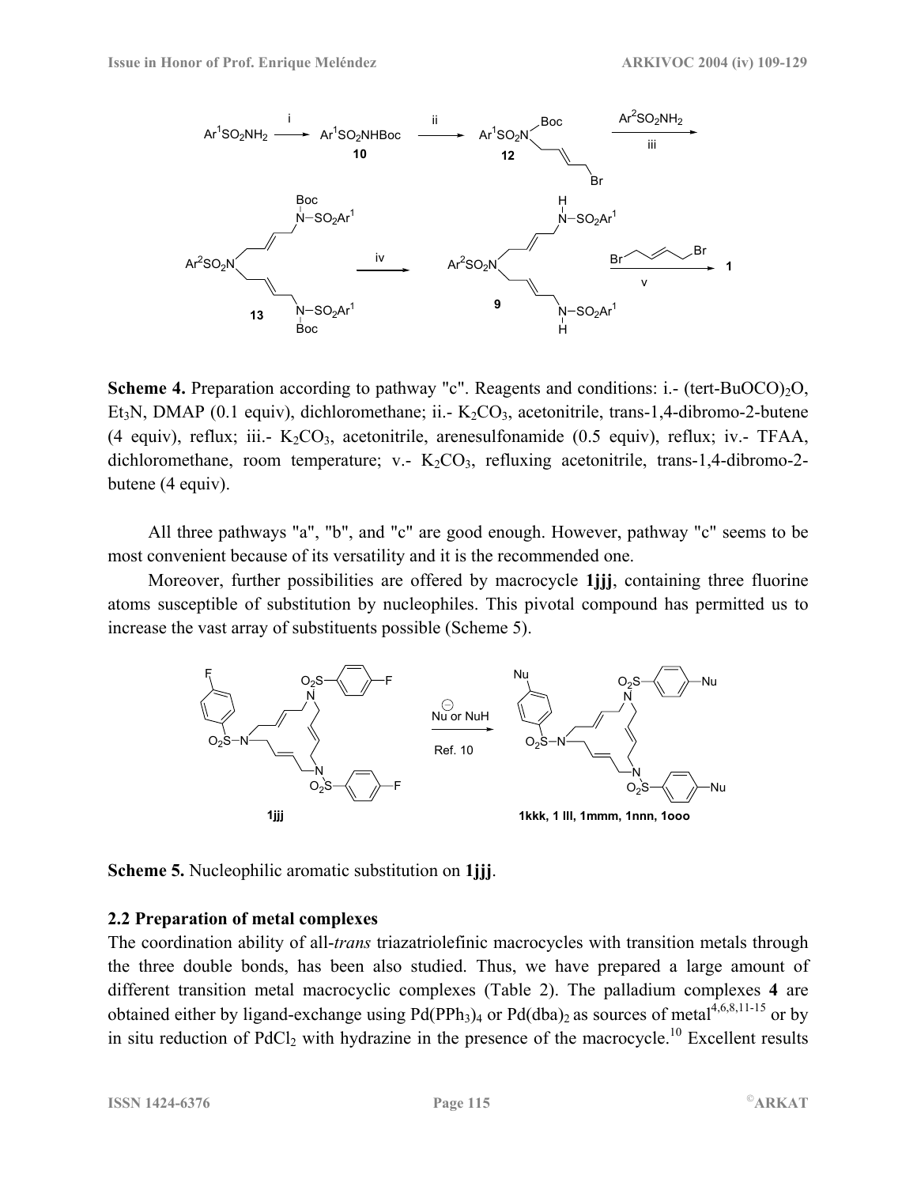**Scheme 4.** Preparation according to pathway "c". Reagents and conditions: i.- (tert-BuOCO)$_2$O, Et$_3$N, DMAP (0.1 equiv), dichloromethane; ii.- $K_2CO_3$, acetonitrile, trans-1,4-dibromo-2-butene (4 equiv), reflux; iii.- $K_2CO_3$, acetonitrile, arenesulfonamide (0.5 equiv), reflux; iv.- TFAA, dichloromethane, room temperature; v.- $K_2CO_3$, refluxing acetonitrile, trans-1,4-dibromo-2-butene (4 equiv).

All three pathways "a", "b", and "c" are good enough. However, pathway "c" seems to be most convenient because of its versatility and it is the recommended one.

Moreover, further possibilities are offered by macrocycle **1jjj**, containing three fluorine atoms susceptible of substitution by nucleophiles. This pivotal compound has permitted us to increase the vast array of substituents possible (Scheme 5).

**Scheme 5.** Nucleophilic aromatic substitution on **1jjj**.

### 2.2 Preparation of metal complexes

The coordination ability of all-*trans* triazatriolefinic macrocycles with transition metals through the three double bonds, has been also studied. Thus, we have prepared a large amount of different transition metal macrocyclic complexes (Table 2). The palladium complexes **4** are obtained either by ligand-exchange using $Pd(PPh_3)_4$ or $Pd(dba)_2$ as sources of metal[4,6,8,11-15] or by in situ reduction of $PdCl_2$ with hydrazine in the presence of the macrocycle.[10] Excellent results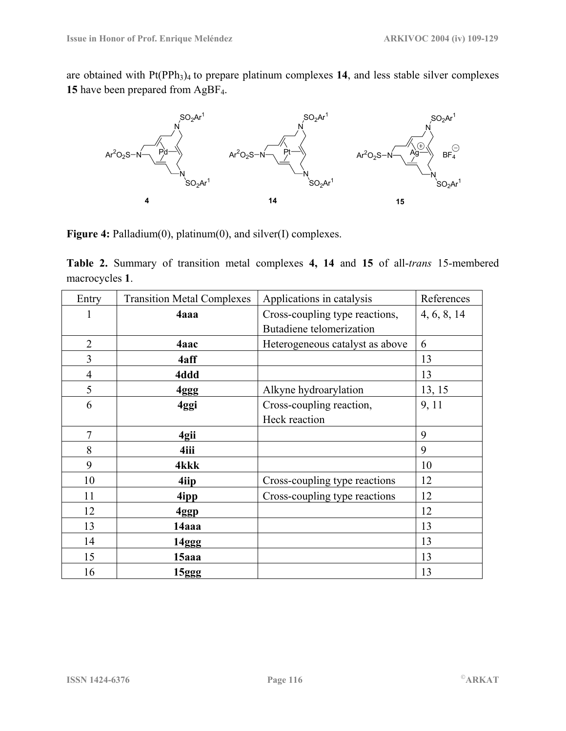are obtained with $Pt(PPh_3)_4$ to prepare platinum complexes **14**, and less stable silver complexes **15** have been prepared from $AgBF_4$.

**Figure 4:** Palladium(0), platinum(0), and silver(I) complexes.

**Table 2.** Summary of transition metal complexes **4, 14** and **15** of all-*trans* 15-membered macrocycles **1**.

| Entry | Transition Metal Complexes | Applications in catalysis | References |
| --- | --- | --- | --- |
| 1 | **4aaa** | Cross-coupling type reactions, Butadiene telomerization | 4, 6, 8, 14 |
| 2 | **4aac** | Heterogeneous catalyst as above | 6 |
| 3 | **4aff** | | 13 |
| 4 | **4ddd** | | 13 |
| 5 | **4ggg** | Alkyne hydroarylation | 13, 15 |
| 6 | **4ggi** | Cross-coupling reaction, Heck reaction | 9, 11 |
| 7 | **4gii** | | 9 |
| 8 | **4iii** | | 9 |
| 9 | **4kkk** | | 10 |
| 10 | **4iip** | Cross-coupling type reactions | 12 |
| 11 | **4ipp** | Cross-coupling type reactions | 12 |
| 12 | **4ggp** | | 12 |
| 13 | **14aaa** | | 13 |
| 14 | **14ggg** | | 13 |
| 15 | **15aaa** | | 13 |
| 16 | **15ggg** | | 13 |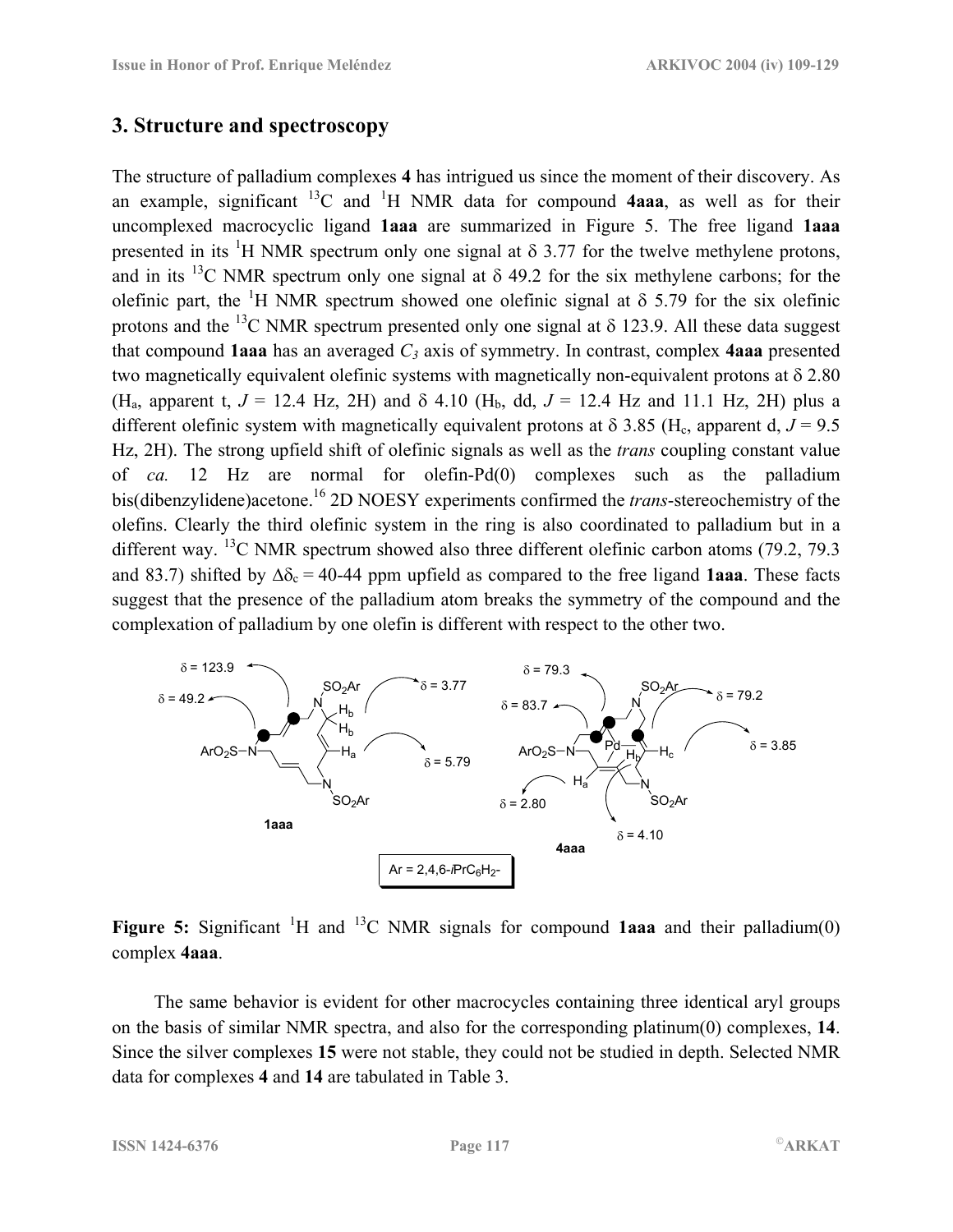## 3. Structure and spectroscopy

The structure of palladium complexes **4** has intrigued us since the moment of their discovery. As an example, significant $^{13}$C and $^{1}$H NMR data for compound **4aaa**, as well as for their uncomplexed macrocyclic ligand **1aaa** are summarized in Figure 5. The free ligand **1aaa** presented in its $^{1}$H NMR spectrum only one signal at δ 3.77 for the twelve methylene protons, and in its $^{13}$C NMR spectrum only one signal at δ 49.2 for the six methylene carbons; for the olefinic part, the $^{1}$H NMR spectrum showed one olefinic signal at δ 5.79 for the six olefinic protons and the $^{13}$C NMR spectrum presented only one signal at δ 123.9. All these data suggest that compound **1aaa** has an averaged $C_3$ axis of symmetry. In contrast, complex **4aaa** presented two magnetically equivalent olefinic systems with magnetically non-equivalent protons at δ 2.80 ($H_a$, apparent t, $J$ = 12.4 Hz, 2H) and δ 4.10 ($H_b$, dd, $J$ = 12.4 Hz and 11.1 Hz, 2H) plus a different olefinic system with magnetically equivalent protons at δ 3.85 ($H_c$, apparent d, $J$ = 9.5 Hz, 2H). The strong upfield shift of olefinic signals as well as the *trans* coupling constant value of *ca.* 12 Hz are normal for olefin-Pd(0) complexes such as the palladium bis(dibenzylidene)acetone.[16] 2D NOESY experiments confirmed the *trans*-stereochemistry of the olefins. Clearly the third olefinic system in the ring is also coordinated to palladium but in a different way. $^{13}$C NMR spectrum showed also three different olefinic carbon atoms (79.2, 79.3 and 83.7) shifted by $\Delta\delta_c$ = 40-44 ppm upfield as compared to the free ligand **1aaa**. These facts suggest that the presence of the palladium atom breaks the symmetry of the compound and the complexation of palladium by one olefin is different with respect to the other two.

**Figure 5:** Significant $^{1}$H and $^{13}$C NMR signals for compound **1aaa** and their palladium(0) complex **4aaa**.

The same behavior is evident for other macrocycles containing three identical aryl groups on the basis of similar NMR spectra, and also for the corresponding platinum(0) complexes, **14**. Since the silver complexes **15** were not stable, they could not be studied in depth. Selected NMR data for complexes **4** and **14** are tabulated in Table 3.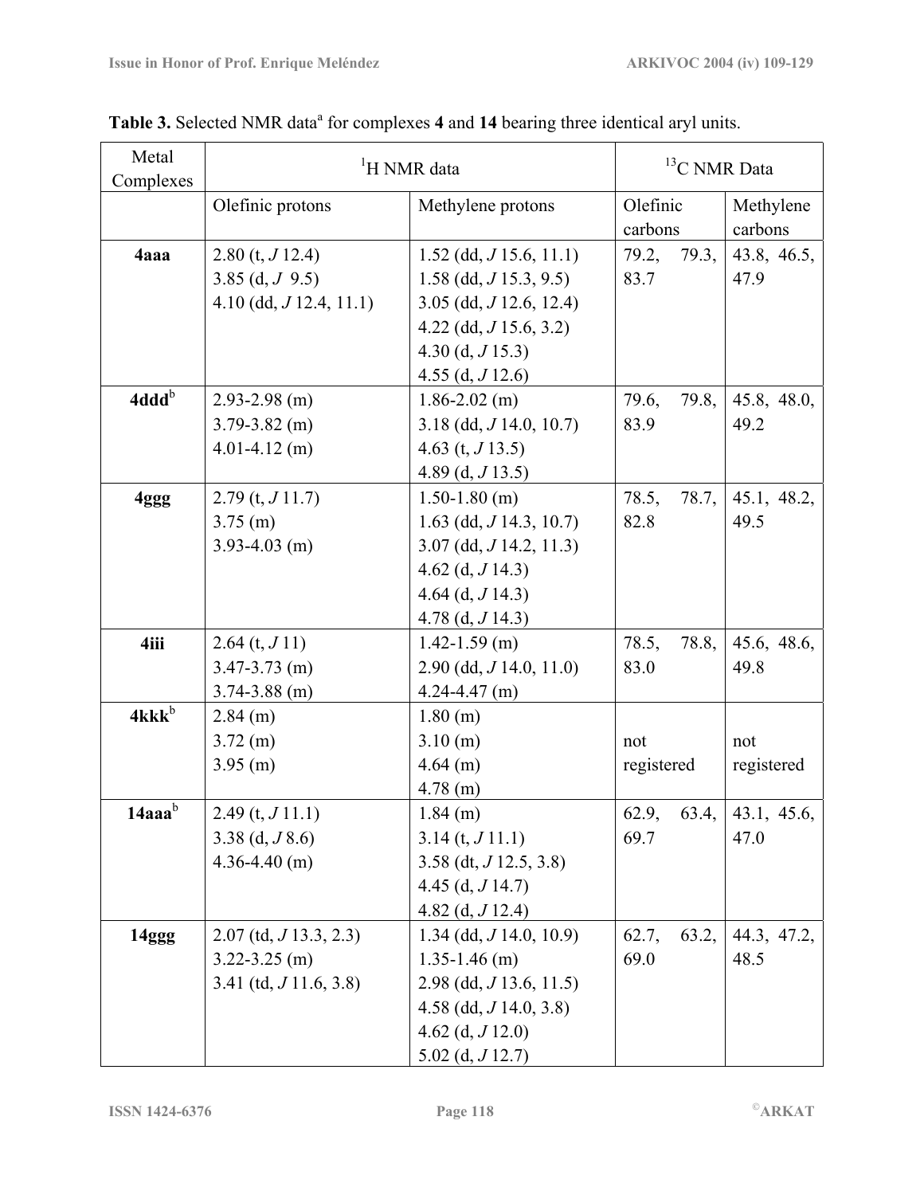**Table 3.** Selected NMR data[a] for complexes **4** and **14** bearing three identical aryl units.

| Metal Complexes | $^{1}$H NMR data | | $^{13}$C NMR Data | |
|---|---|---|---|---|
| | Olefinic protons | Methylene protons | Olefinic carbons | Methylene carbons |
| **4aaa** | 2.80 (t, *J* 12.4)<br>3.85 (d, *J* 9.5)<br>4.10 (dd, *J* 12.4, 11.1) | 1.52 (dd, *J* 15.6, 11.1)<br>1.58 (dd, *J* 15.3, 9.5)<br>3.05 (dd, *J* 12.6, 12.4)<br>4.22 (dd, *J* 15.6, 3.2)<br>4.30 (d, *J* 15.3)<br>4.55 (d, *J* 12.6) | 79.2, 79.3, 83.7 | 43.8, 46.5, 47.9 |
| **4ddd**[b] | 2.93-2.98 (m)<br>3.79-3.82 (m)<br>4.01-4.12 (m) | 1.86-2.02 (m)<br>3.18 (dd, *J* 14.0, 10.7)<br>4.63 (t, *J* 13.5)<br>4.89 (d, *J* 13.5) | 79.6, 79.8, 83.9 | 45.8, 48.0, 49.2 |
| **4ggg** | 2.79 (t, *J* 11.7)<br>3.75 (m)<br>3.93-4.03 (m) | 1.50-1.80 (m)<br>1.63 (dd, *J* 14.3, 10.7)<br>3.07 (dd, *J* 14.2, 11.3)<br>4.62 (d, *J* 14.3)<br>4.64 (d, *J* 14.3)<br>4.78 (d, *J* 14.3) | 78.5, 78.7, 82.8 | 45.1, 48.2, 49.5 |
| **4iii** | 2.64 (t, *J* 11)<br>3.47-3.73 (m)<br>3.74-3.88 (m) | 1.42-1.59 (m)<br>2.90 (dd, *J* 14.0, 11.0)<br>4.24-4.47 (m) | 78.5, 78.8, 83.0 | 45.6, 48.6, 49.8 |
| **4kkk**[b] | 2.84 (m)<br>3.72 (m)<br>3.95 (m) | 1.80 (m)<br>3.10 (m)<br>4.64 (m)<br>4.78 (m) | not registered | not registered |
| **14aaa**[b] | 2.49 (t, *J* 11.1)<br>3.38 (d, *J* 8.6)<br>4.36-4.40 (m) | 1.84 (m)<br>3.14 (t, *J* 11.1)<br>3.58 (dt, *J* 12.5, 3.8)<br>4.45 (d, *J* 14.7)<br>4.82 (d, *J* 12.4) | 62.9, 63.4, 69.7 | 43.1, 45.6, 47.0 |
| **14ggg** | 2.07 (td, *J* 13.3, 2.3)<br>3.22-3.25 (m)<br>3.41 (td, *J* 11.6, 3.8) | 1.34 (dd, *J* 14.0, 10.9)<br>1.35-1.46 (m)<br>2.98 (dd, *J* 13.6, 11.5)<br>4.58 (dd, *J* 14.0, 3.8)<br>4.62 (d, *J* 12.0)<br>5.02 (d, *J* 12.7) | 62.7, 63.2, 69.0 | 44.3, 47.2, 48.5 |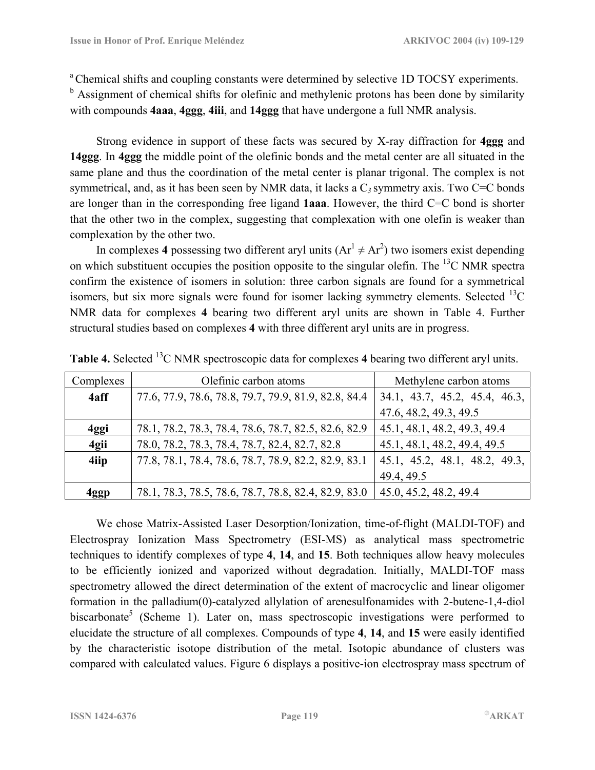[a] Chemical shifts and coupling constants were determined by selective 1D TOCSY experiments.
[b] Assignment of chemical shifts for olefinic and methylenic protons has been done by similarity with compounds **4aaa**, **4ggg**, **4iii**, and **14ggg** that have undergone a full NMR analysis.

Strong evidence in support of these facts was secured by X-ray diffraction for **4ggg** and **14ggg**. In **4ggg** the middle point of the olefinic bonds and the metal center are all situated in the same plane and thus the coordination of the metal center is planar trigonal. The complex is not symmetrical, and, as it has been seen by NMR data, it lacks a $C_3$ symmetry axis. Two C=C bonds are longer than in the corresponding free ligand **1aaa**. However, the third C=C bond is shorter that the other two in the complex, suggesting that complexation with one olefin is weaker than complexation by the other two.

In complexes **4** possessing two different aryl units ($Ar^1 \neq Ar^2$) two isomers exist depending on which substituent occupies the position opposite to the singular olefin. The $^{13}C$ NMR spectra confirm the existence of isomers in solution: three carbon signals are found for a symmetrical isomers, but six more signals were found for isomer lacking symmetry elements. Selected $^{13}C$ NMR data for complexes **4** bearing two different aryl units are shown in Table 4. Further structural studies based on complexes **4** with three different aryl units are in progress.

**Table 4.** Selected $^{13}C$ NMR spectroscopic data for complexes **4** bearing two different aryl units.

| Complexes | Olefinic carbon atoms | Methylene carbon atoms |
|---|---|---|
| **4aff** | 77.6, 77.9, 78.6, 78.8, 79.7, 79.9, 81.9, 82.8, 84.4 | 34.1, 43.7, 45.2, 45.4, 46.3, 47.6, 48.2, 49.3, 49.5 |
| **4ggi** | 78.1, 78.2, 78.3, 78.4, 78.6, 78.7, 82.5, 82.6, 82.9 | 45.1, 48.1, 48.2, 49.3, 49.4 |
| **4gii** | 78.0, 78.2, 78.3, 78.4, 78.7, 82.4, 82.7, 82.8 | 45.1, 48.1, 48.2, 49.4, 49.5 |
| **4iip** | 77.8, 78.1, 78.4, 78.6, 78.7, 78.9, 82.2, 82.9, 83.1 | 45.1, 45.2, 48.1, 48.2, 49.3, 49.4, 49.5 |
| **4ggp** | 78.1, 78.3, 78.5, 78.6, 78.7, 78.8, 82.4, 82.9, 83.0 | 45.0, 45.2, 48.2, 49.4 |

We chose Matrix-Assisted Laser Desorption/Ionization, time-of-flight (MALDI-TOF) and Electrospray Ionization Mass Spectrometry (ESI-MS) as analytical mass spectrometric techniques to identify complexes of type **4**, **14**, and **15**. Both techniques allow heavy molecules to be efficiently ionized and vaporized without degradation. Initially, MALDI-TOF mass spectrometry allowed the direct determination of the extent of macrocyclic and linear oligomer formation in the palladium(0)-catalyzed allylation of arenesulfonamides with 2-butene-1,4-diol biscarbonate[5] (Scheme 1). Later on, mass spectroscopic investigations were performed to elucidate the structure of all complexes. Compounds of type **4**, **14**, and **15** were easily identified by the characteristic isotope distribution of the metal. Isotopic abundance of clusters was compared with calculated values. Figure 6 displays a positive-ion electrospray mass spectrum of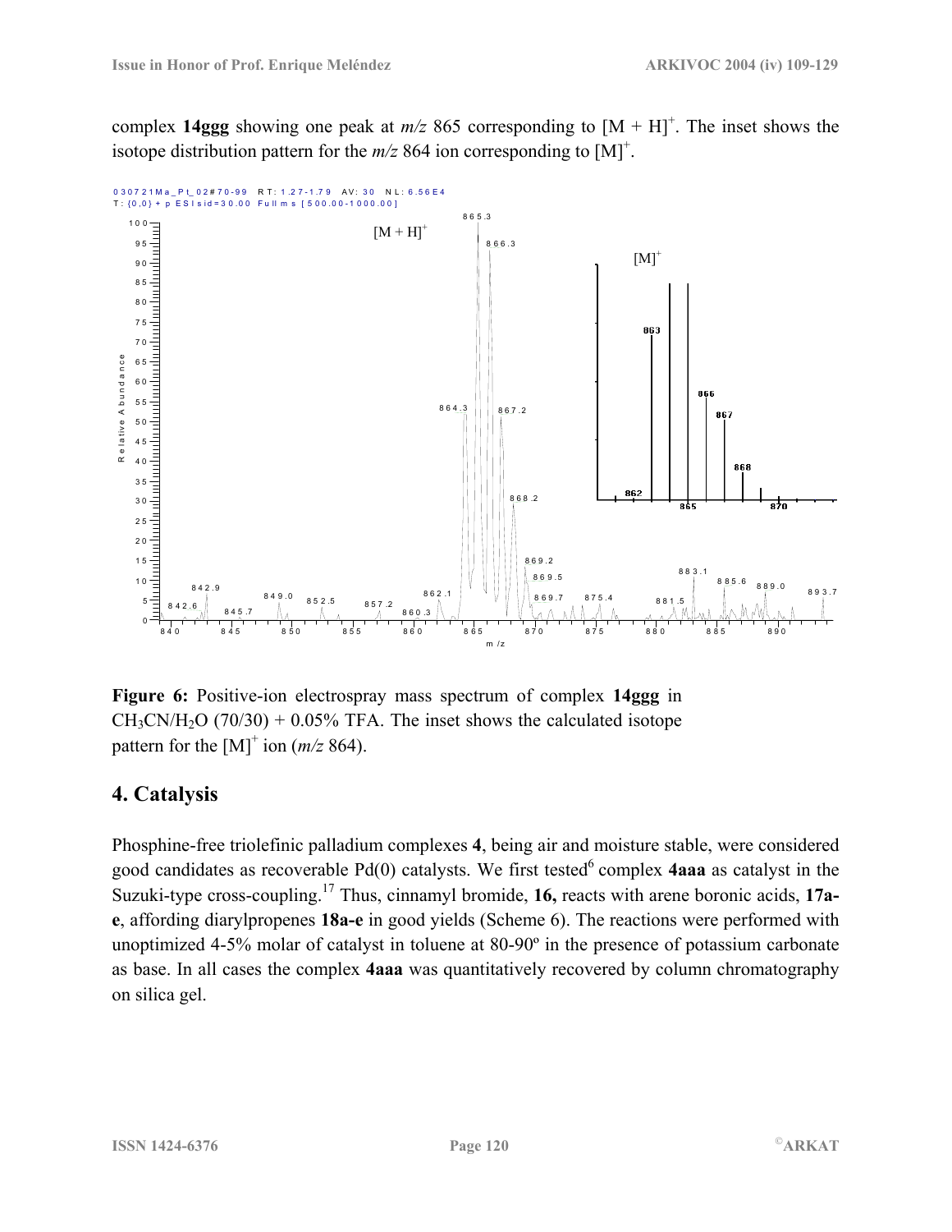complex **14ggg** showing one peak at *m/z* 865 corresponding to $[M + H]^+$. The inset shows the isotope distribution pattern for the *m/z* 864 ion corresponding to $[M]^+$.

**Figure 6:** Positive-ion electrospray mass spectrum of complex **14ggg** in $CH_3CN/H_2O$ (70/30) + 0.05% TFA. The inset shows the calculated isotope pattern for the $[M]^+$ ion (*m/z* 864).

## 4. Catalysis

Phosphine-free triolefinic palladium complexes **4**, being air and moisture stable, were considered good candidates as recoverable Pd(0) catalysts. We first tested[6] complex **4aaa** as catalyst in the Suzuki-type cross-coupling.[17] Thus, cinnamyl bromide, **16,** reacts with arene boronic acids, **17a-e**, affording diarylpropenes **18a-e** in good yields (Scheme 6). The reactions were performed with unoptimized 4-5% molar of catalyst in toluene at 80-90º in the presence of potassium carbonate as base. In all cases the complex **4aaa** was quantitatively recovered by column chromatography on silica gel.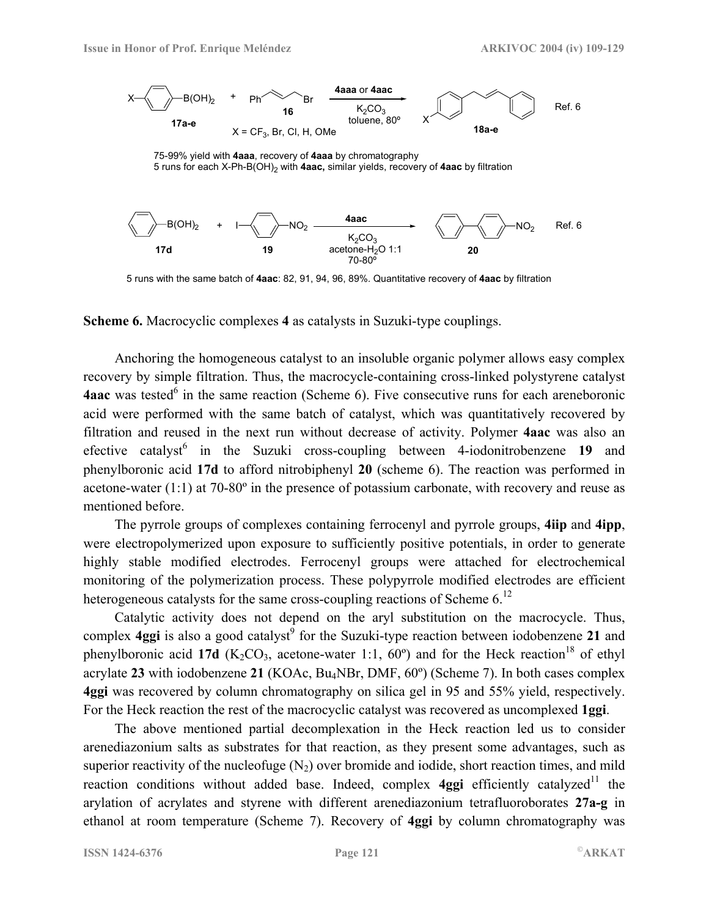X–C$_6$H$_4$–B(OH)$_2$ **17a-e** + Ph–CH=CH–CH$_2$Br **16** → (**4aaa** or **4aac**, $K_2CO_3$, toluene, 80º) → **18a-e** Ref. 6

X = $CF_3$, Br, Cl, H, OMe

75-99% yield with **4aaa**, recovery of **4aaa** by chromatography
5 runs for each X-Ph-B(OH)$_2$ with **4aac,** similar yields, recovery of **4aac** by filtration

Ph–B(OH)$_2$ **17d** + I–C$_6$H$_4$–NO$_2$ **19** → (**4aac**, $K_2CO_3$, acetone-$H_2O$ 1:1, 70-80º) → **20** Ref. 6

5 runs with the same batch of **4aac**: 82, 91, 94, 96, 89%. Quantitative recovery of **4aac** by filtration

**Scheme 6.** Macrocyclic complexes **4** as catalysts in Suzuki-type couplings.

Anchoring the homogeneous catalyst to an insoluble organic polymer allows easy complex recovery by simple filtration. Thus, the macrocycle-containing cross-linked polystyrene catalyst **4aac** was tested[6] in the same reaction (Scheme 6). Five consecutive runs for each areneboronic acid were performed with the same batch of catalyst, which was quantitatively recovered by filtration and reused in the next run without decrease of activity. Polymer **4aac** was also an efective catalyst[6] in the Suzuki cross-coupling between 4-iodonitrobenzene **19** and phenylboronic acid **17d** to afford nitrobiphenyl **20** (scheme 6). The reaction was performed in acetone-water (1:1) at 70-80º in the presence of potassium carbonate, with recovery and reuse as mentioned before.

The pyrrole groups of complexes containing ferrocenyl and pyrrole groups, **4iip** and **4ipp**, were electropolymerized upon exposure to sufficiently positive potentials, in order to generate highly stable modified electrodes. Ferrocenyl groups were attached for electrochemical monitoring of the polymerization process. These polypyrrole modified electrodes are efficient heterogeneous catalysts for the same cross-coupling reactions of Scheme 6.[12]

Catalytic activity does not depend on the aryl substitution on the macrocycle. Thus, complex **4ggi** is also a good catalyst[9] for the Suzuki-type reaction between iodobenzene **21** and phenylboronic acid **17d** ($K_2CO_3$, acetone-water 1:1, 60º) and for the Heck reaction[18] of ethyl acrylate **23** with iodobenzene **21** (KOAc, $Bu_4NBr$, DMF, 60º) (Scheme 7). In both cases complex **4ggi** was recovered by column chromatography on silica gel in 95 and 55% yield, respectively. For the Heck reaction the rest of the macrocyclic catalyst was recovered as uncomplexed **1ggi**.

The above mentioned partial decomplexation in the Heck reaction led us to consider arenediazonium salts as substrates for that reaction, as they present some advantages, such as superior reactivity of the nucleofuge ($N_2$) over bromide and iodide, short reaction times, and mild reaction conditions without added base. Indeed, complex **4ggi** efficiently catalyzed[11] the arylation of acrylates and styrene with different arenediazonium tetrafluoroborates **27a-g** in ethanol at room temperature (Scheme 7). Recovery of **4ggi** by column chromatography was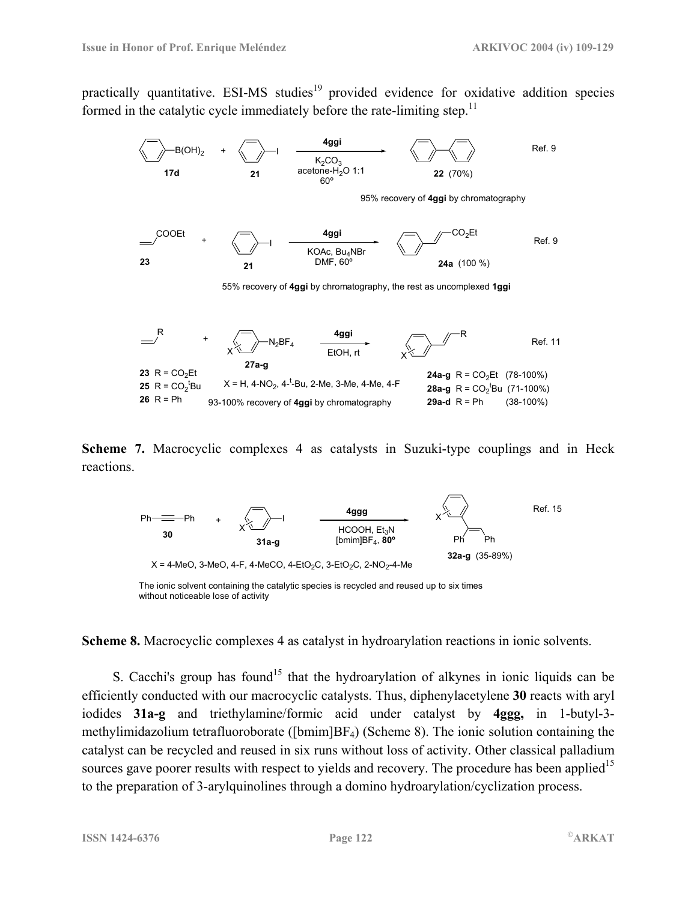practically quantitative. ESI-MS studies[19] provided evidence for oxidative addition species formed in the catalytic cycle immediately before the rate-limiting step.[11]

95% recovery of **4ggi** by chromatography

55% recovery of **4ggi** by chromatography, the rest as uncomplexed **1ggi**

93-100% recovery of **4ggi** by chromatography

**Scheme 7.** Macrocyclic complexes 4 as catalysts in Suzuki-type couplings and in Heck reactions.

The ionic solvent containing the catalytic species is recycled and reused up to six times without noticeable lose of activity

**Scheme 8.** Macrocyclic complexes 4 as catalyst in hydroarylation reactions in ionic solvents.

S. Cacchi's group has found[15] that the hydroarylation of alkynes in ionic liquids can be efficiently conducted with our macrocyclic catalysts. Thus, diphenylacetylene **30** reacts with aryl iodides **31a-g** and triethylamine/formic acid under catalyst by **4ggg,** in 1-butyl-3-methylimidazolium tetrafluoroborate ([bmim]$BF_4$) (Scheme 8). The ionic solution containing the catalyst can be recycled and reused in six runs without loss of activity. Other classical palladium sources gave poorer results with respect to yields and recovery. The procedure has been applied[15] to the preparation of 3-arylquinolines through a domino hydroarylation/cyclization process.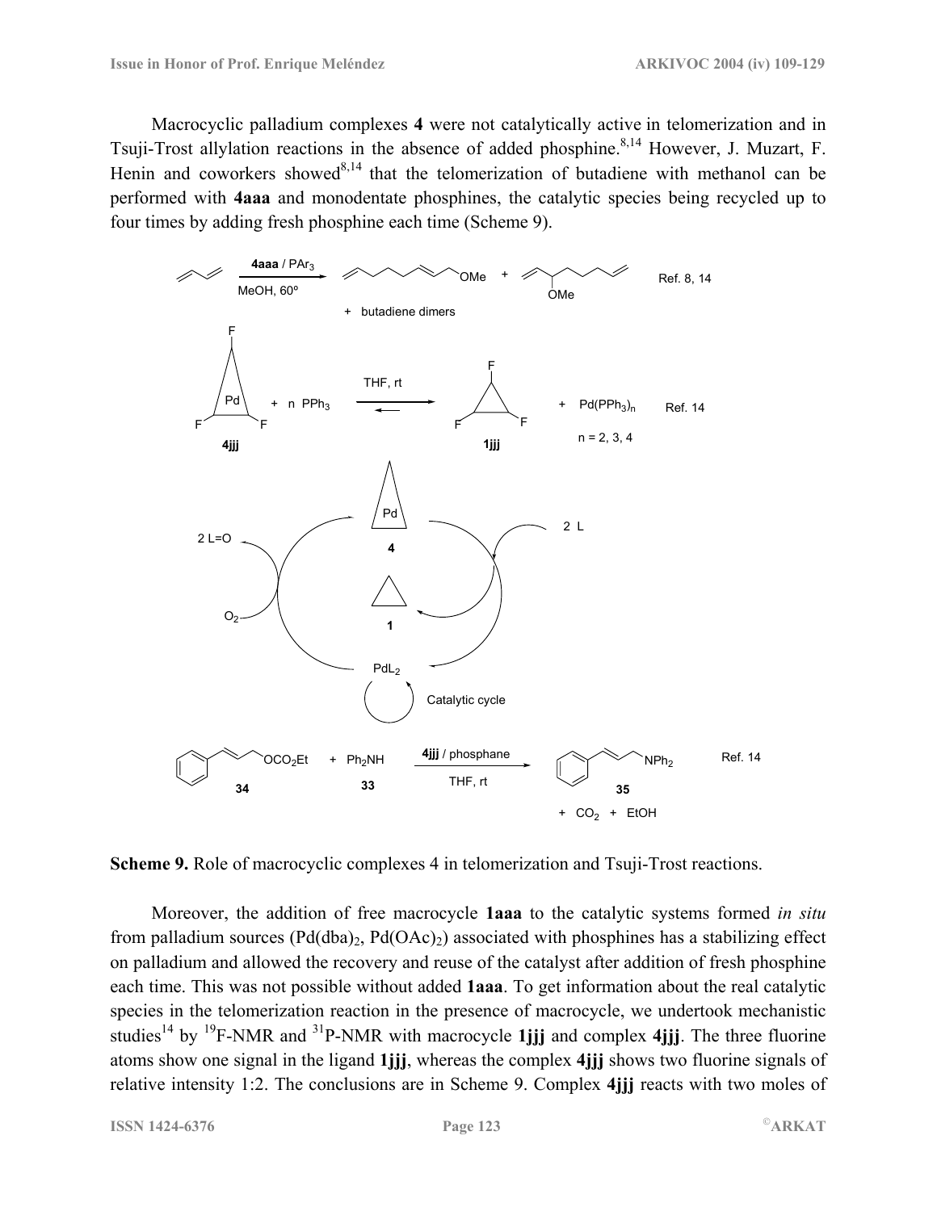Macrocyclic palladium complexes **4** were not catalytically active in telomerization and in Tsuji-Trost allylation reactions in the absence of added phosphine.[8,14] However, J. Muzart, F. Henin and coworkers showed[8,14] that the telomerization of butadiene with methanol can be performed with **4aaa** and monodentate phosphines, the catalytic species being recycled up to four times by adding fresh phosphine each time (Scheme 9).

**Scheme 9.** Role of macrocyclic complexes 4 in telomerization and Tsuji-Trost reactions.

Moreover, the addition of free macrocycle **1aaa** to the catalytic systems formed *in situ* from palladium sources ($Pd(dba)_2$, $Pd(OAc)_2$) associated with phosphines has a stabilizing effect on palladium and allowed the recovery and reuse of the catalyst after addition of fresh phosphine each time. This was not possible without added **1aaa**. To get information about the real catalytic species in the telomerization reaction in the presence of macrocycle, we undertook mechanistic studies[14] by $^{19}$F-NMR and $^{31}$P-NMR with macrocycle **1jjj** and complex **4jjj**. The three fluorine atoms show one signal in the ligand **1jjj**, whereas the complex **4jjj** shows two fluorine signals of relative intensity 1:2. The conclusions are in Scheme 9. Complex **4jjj** reacts with two moles of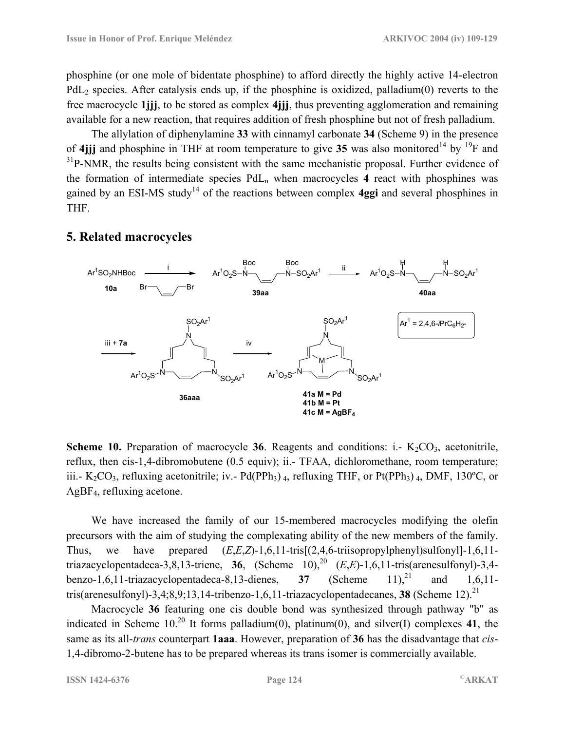phosphine (or one mole of bidentate phosphine) to afford directly the highly active 14-electron $PdL_2$ species. After catalysis ends up, if the phosphine is oxidized, palladium(0) reverts to the free macrocycle **1jjj**, to be stored as complex **4jjj**, thus preventing agglomeration and remaining available for a new reaction, that requires addition of fresh phosphine but not of fresh palladium.

The allylation of diphenylamine **33** with cinnamyl carbonate **34** (Scheme 9) in the presence of **4jjj** and phosphine in THF at room temperature to give **35** was also monitored[14] by $^{19}$F and $^{31}$P-NMR, the results being consistent with the same mechanistic proposal. Further evidence of the formation of intermediate species $PdL_n$ when macrocycles **4** react with phosphines was gained by an ESI-MS study[14] of the reactions between complex **4ggi** and several phosphines in THF.

## 5. Related macrocycles

**Scheme 10.** Preparation of macrocycle **36**. Reagents and conditions: i.- $K_2CO_3$, acetonitrile, reflux, then cis-1,4-dibromobutene (0.5 equiv); ii.- TFAA, dichloromethane, room temperature; iii.- $K_2CO_3$, refluxing acetonitrile; iv.- $Pd(PPh_3)_4$, refluxing THF, or $Pt(PPh_3)_4$, DMF, 130ºC, or $AgBF_4$, refluxing acetone.

We have increased the family of our 15-membered macrocycles modifying the olefin precursors with the aim of studying the complexating ability of the new members of the family. Thus, we have prepared (*E*,*E*,*Z*)-1,6,11-tris[(2,4,6-triisopropylphenyl)sulfonyl]-1,6,11-triazacyclopentadeca-3,8,13-triene, **36**, (Scheme 10),[20] (*E*,*E*)-1,6,11-tris(arenesulfonyl)-3,4-benzo-1,6,11-triazacyclopentadeca-8,13-dienes, **37** (Scheme 11),[21] and 1,6,11-tris(arenesulfonyl)-3,4;8,9;13,14-tribenzo-1,6,11-triazacyclopentadecanes, **38** (Scheme 12).[21]

Macrocycle **36** featuring one cis double bond was synthesized through pathway "b" as indicated in Scheme 10.[20] It forms palladium(0), platinum(0), and silver(I) complexes **41**, the same as its all-*trans* counterpart **1aaa**. However, preparation of **36** has the disadvantage that *cis*-1,4-dibromo-2-butene has to be prepared whereas its trans isomer is commercially available.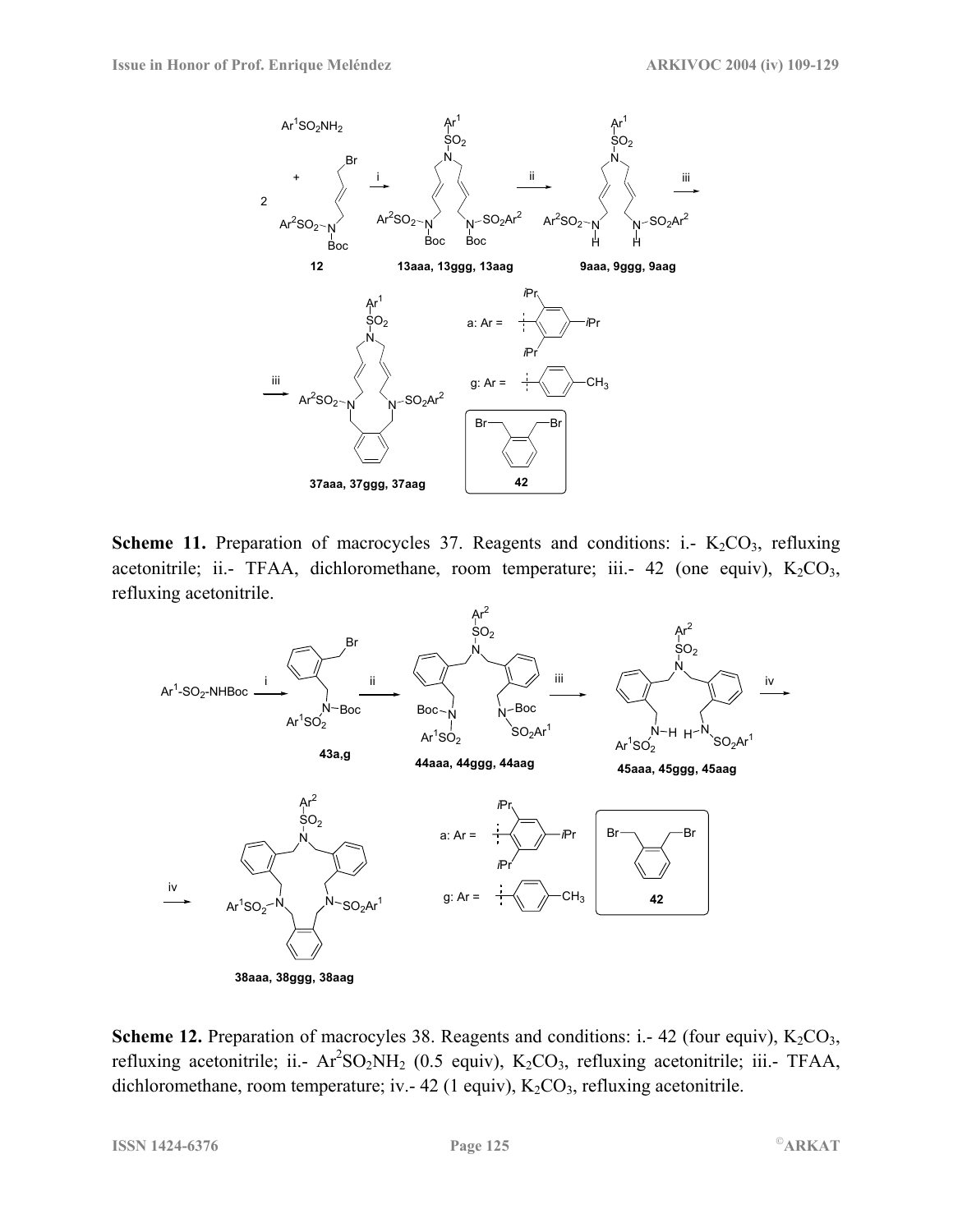**Scheme 11.** Preparation of macrocycles 37. Reagents and conditions: i.- $K_2CO_3$, refluxing acetonitrile; ii.- TFAA, dichloromethane, room temperature; iii.- 42 (one equiv), $K_2CO_3$, refluxing acetonitrile.

**Scheme 12.** Preparation of macrocyles 38. Reagents and conditions: i.- 42 (four equiv), $K_2CO_3$, refluxing acetonitrile; ii.- $Ar^2SO_2NH_2$ (0.5 equiv), $K_2CO_3$, refluxing acetonitrile; iii.- TFAA, dichloromethane, room temperature; iv.- 42 (1 equiv), $K_2CO_3$, refluxing acetonitrile.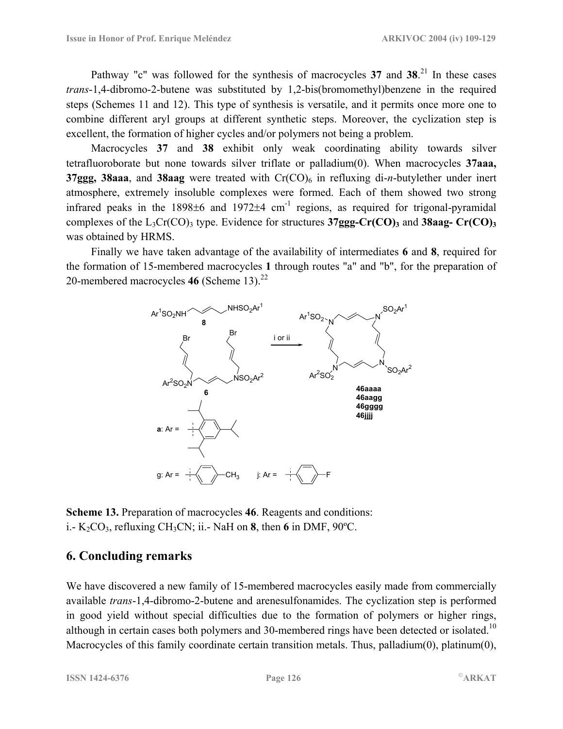Pathway "c" was followed for the synthesis of macrocycles **37** and **38**.[21] In these cases *trans*-1,4-dibromo-2-butene was substituted by 1,2-bis(bromomethyl)benzene in the required steps (Schemes 11 and 12). This type of synthesis is versatile, and it permits once more one to combine different aryl groups at different synthetic steps. Moreover, the cyclization step is excellent, the formation of higher cycles and/or polymers not being a problem.

Macrocycles **37** and **38** exhibit only weak coordinating ability towards silver tetrafluoroborate but none towards silver triflate or palladium(0). When macrocycles **37aaa, 37ggg, 38aaa**, and **38aag** were treated with $Cr(CO)_6$ in refluxing di-*n*-butylether under inert atmosphere, extremely insoluble complexes were formed. Each of them showed two strong infrared peaks in the 1898±6 and 1972±4 $cm^{-1}$ regions, as required for trigonal-pyramidal complexes of the $L_3Cr(CO)_3$ type. Evidence for structures **37ggg-Cr(CO)$_3$** and **38aag- Cr(CO)$_3$** was obtained by HRMS.

Finally we have taken advantage of the availability of intermediates **6** and **8**, required for the formation of 15-membered macrocycles **1** through routes "a" and "b", for the preparation of 20-membered macrocycles **46** (Scheme 13).[22]

**Scheme 13.** Preparation of macrocycles **46**. Reagents and conditions:
i.- $K_2CO_3$, refluxing $CH_3CN$; ii.- NaH on **8**, then **6** in DMF, 90ºC.

## 6. Concluding remarks

We have discovered a new family of 15-membered macrocycles easily made from commercially available *trans*-1,4-dibromo-2-butene and arenesulfonamides. The cyclization step is performed in good yield without special difficulties due to the formation of polymers or higher rings, although in certain cases both polymers and 30-membered rings have been detected or isolated.[10] Macrocycles of this family coordinate certain transition metals. Thus, palladium(0), platinum(0),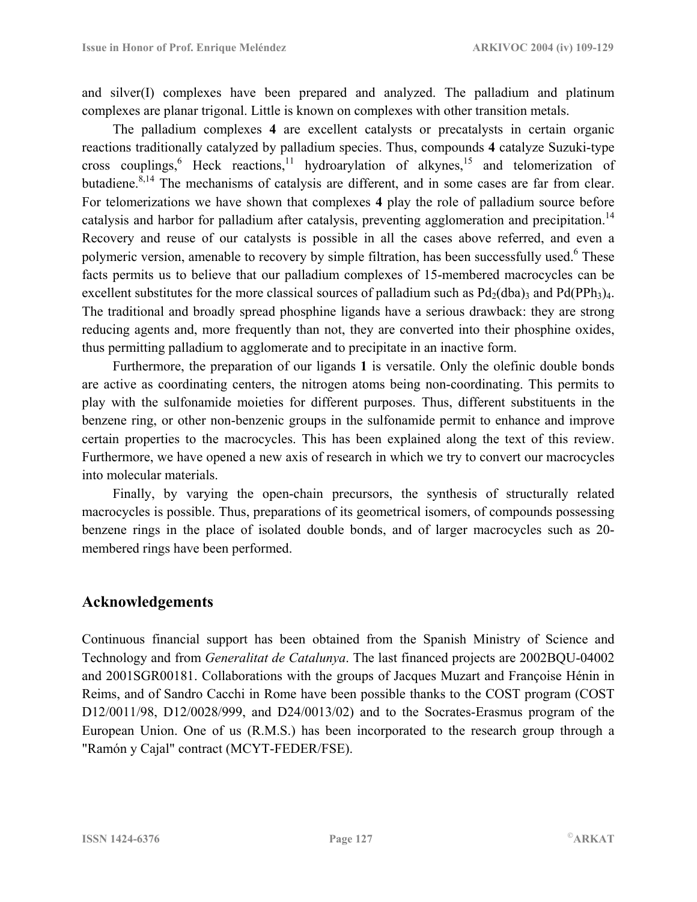and silver(I) complexes have been prepared and analyzed. The palladium and platinum complexes are planar trigonal. Little is known on complexes with other transition metals.

The palladium complexes **4** are excellent catalysts or precatalysts in certain organic reactions traditionally catalyzed by palladium species. Thus, compounds **4** catalyze Suzuki-type cross couplings,[6] Heck reactions,[11] hydroarylation of alkynes,[15] and telomerization of butadiene.[8,14] The mechanisms of catalysis are different, and in some cases are far from clear. For telomerizations we have shown that complexes **4** play the role of palladium source before catalysis and harbor for palladium after catalysis, preventing agglomeration and precipitation.[14] Recovery and reuse of our catalysts is possible in all the cases above referred, and even a polymeric version, amenable to recovery by simple filtration, has been successfully used.[6] These facts permits us to believe that our palladium complexes of 15-membered macrocycles can be excellent substitutes for the more classical sources of palladium such as $Pd_2(dba)_3$ and $Pd(PPh_3)_4$. The traditional and broadly spread phosphine ligands have a serious drawback: they are strong reducing agents and, more frequently than not, they are converted into their phosphine oxides, thus permitting palladium to agglomerate and to precipitate in an inactive form.

Furthermore, the preparation of our ligands **1** is versatile. Only the olefinic double bonds are active as coordinating centers, the nitrogen atoms being non-coordinating. This permits to play with the sulfonamide moieties for different purposes. Thus, different substituents in the benzene ring, or other non-benzenic groups in the sulfonamide permit to enhance and improve certain properties to the macrocycles. This has been explained along the text of this review. Furthermore, we have opened a new axis of research in which we try to convert our macrocycles into molecular materials.

Finally, by varying the open-chain precursors, the synthesis of structurally related macrocycles is possible. Thus, preparations of its geometrical isomers, of compounds possessing benzene rings in the place of isolated double bonds, and of larger macrocycles such as 20-membered rings have been performed.

## Acknowledgements

Continuous financial support has been obtained from the Spanish Ministry of Science and Technology and from *Generalitat de Catalunya*. The last financed projects are 2002BQU-04002 and 2001SGR00181. Collaborations with the groups of Jacques Muzart and Françoise Hénin in Reims, and of Sandro Cacchi in Rome have been possible thanks to the COST program (COST D12/0011/98, D12/0028/999, and D24/0013/02) and to the Socrates-Erasmus program of the European Union. One of us (R.M.S.) has been incorporated to the research group through a "Ramón y Cajal" contract (MCYT-FEDER/FSE).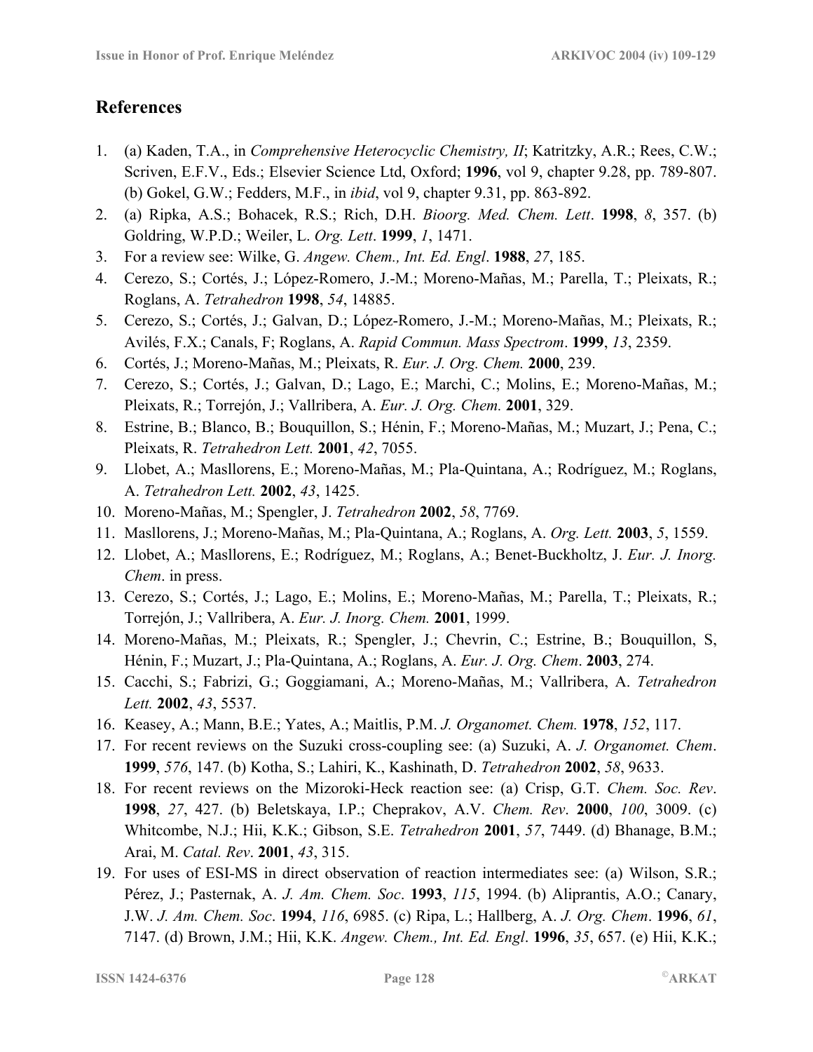## References

1. (a) Kaden, T.A., in *Comprehensive Heterocyclic Chemistry, II*; Katritzky, A.R.; Rees, C.W.; Scriven, E.F.V., Eds.; Elsevier Science Ltd, Oxford; **1996**, vol 9, chapter 9.28, pp. 789-807. (b) Gokel, G.W.; Fedders, M.F., in *ibid*, vol 9, chapter 9.31, pp. 863-892.
2. (a) Ripka, A.S.; Bohacek, R.S.; Rich, D.H. *Bioorg. Med. Chem. Lett*. **1998**, *8*, 357. (b) Goldring, W.P.D.; Weiler, L. *Org. Lett*. **1999**, *1*, 1471.
3. For a review see: Wilke, G. *Angew. Chem., Int. Ed. Engl*. **1988**, *27*, 185.
4. Cerezo, S.; Cortés, J.; López-Romero, J.-M.; Moreno-Mañas, M.; Parella, T.; Pleixats, R.; Roglans, A. *Tetrahedron* **1998**, *54*, 14885.
5. Cerezo, S.; Cortés, J.; Galvan, D.; López-Romero, J.-M.; Moreno-Mañas, M.; Pleixats, R.; Avilés, F.X.; Canals, F; Roglans, A. *Rapid Commun. Mass Spectrom*. **1999**, *13*, 2359.
6. Cortés, J.; Moreno-Mañas, M.; Pleixats, R. *Eur. J. Org. Chem.* **2000**, 239.
7. Cerezo, S.; Cortés, J.; Galvan, D.; Lago, E.; Marchi, C.; Molins, E.; Moreno-Mañas, M.; Pleixats, R.; Torrejón, J.; Vallribera, A. *Eur. J. Org. Chem.* **2001**, 329.
8. Estrine, B.; Blanco, B.; Bouquillon, S.; Hénin, F.; Moreno-Mañas, M.; Muzart, J.; Pena, C.; Pleixats, R. *Tetrahedron Lett.* **2001**, *42*, 7055.
9. Llobet, A.; Masllorens, E.; Moreno-Mañas, M.; Pla-Quintana, A.; Rodríguez, M.; Roglans, A. *Tetrahedron Lett.* **2002**, *43*, 1425.
10. Moreno-Mañas, M.; Spengler, J. *Tetrahedron* **2002**, *58*, 7769.
11. Masllorens, J.; Moreno-Mañas, M.; Pla-Quintana, A.; Roglans, A. *Org. Lett.* **2003**, *5*, 1559.
12. Llobet, A.; Masllorens, E.; Rodríguez, M.; Roglans, A.; Benet-Buckholtz, J. *Eur. J. Inorg. Chem*. in press.
13. Cerezo, S.; Cortés, J.; Lago, E.; Molins, E.; Moreno-Mañas, M.; Parella, T.; Pleixats, R.; Torrejón, J.; Vallribera, A. *Eur. J. Inorg. Chem.* **2001**, 1999.
14. Moreno-Mañas, M.; Pleixats, R.; Spengler, J.; Chevrin, C.; Estrine, B.; Bouquillon, S, Hénin, F.; Muzart, J.; Pla-Quintana, A.; Roglans, A. *Eur. J. Org. Chem*. **2003**, 274.
15. Cacchi, S.; Fabrizi, G.; Goggiamani, A.; Moreno-Mañas, M.; Vallribera, A. *Tetrahedron Lett.* **2002**, *43*, 5537.
16. Keasey, A.; Mann, B.E.; Yates, A.; Maitlis, P.M. *J. Organomet. Chem.* **1978**, *152*, 117.
17. For recent reviews on the Suzuki cross-coupling see: (a) Suzuki, A. *J. Organomet. Chem*. **1999**, *576*, 147. (b) Kotha, S.; Lahiri, K., Kashinath, D. *Tetrahedron* **2002**, *58*, 9633.
18. For recent reviews on the Mizoroki-Heck reaction see: (a) Crisp, G.T. *Chem. Soc. Rev*. **1998**, *27*, 427. (b) Beletskaya, I.P.; Cheprakov, A.V. *Chem. Rev*. **2000**, *100*, 3009. (c) Whitcombe, N.J.; Hii, K.K.; Gibson, S.E. *Tetrahedron* **2001**, *57*, 7449. (d) Bhanage, B.M.; Arai, M. *Catal. Rev*. **2001**, *43*, 315.
19. For uses of ESI-MS in direct observation of reaction intermediates see: (a) Wilson, S.R.; Pérez, J.; Pasternak, A. *J. Am. Chem. Soc*. **1993**, *115*, 1994. (b) Aliprantis, A.O.; Canary, J.W. *J. Am. Chem. Soc*. **1994**, *116*, 6985. (c) Ripa, L.; Hallberg, A. *J. Org. Chem*. **1996**, *61*, 7147. (d) Brown, J.M.; Hii, K.K. *Angew. Chem., Int. Ed. Engl*. **1996**, *35*, 657. (e) Hii, K.K.;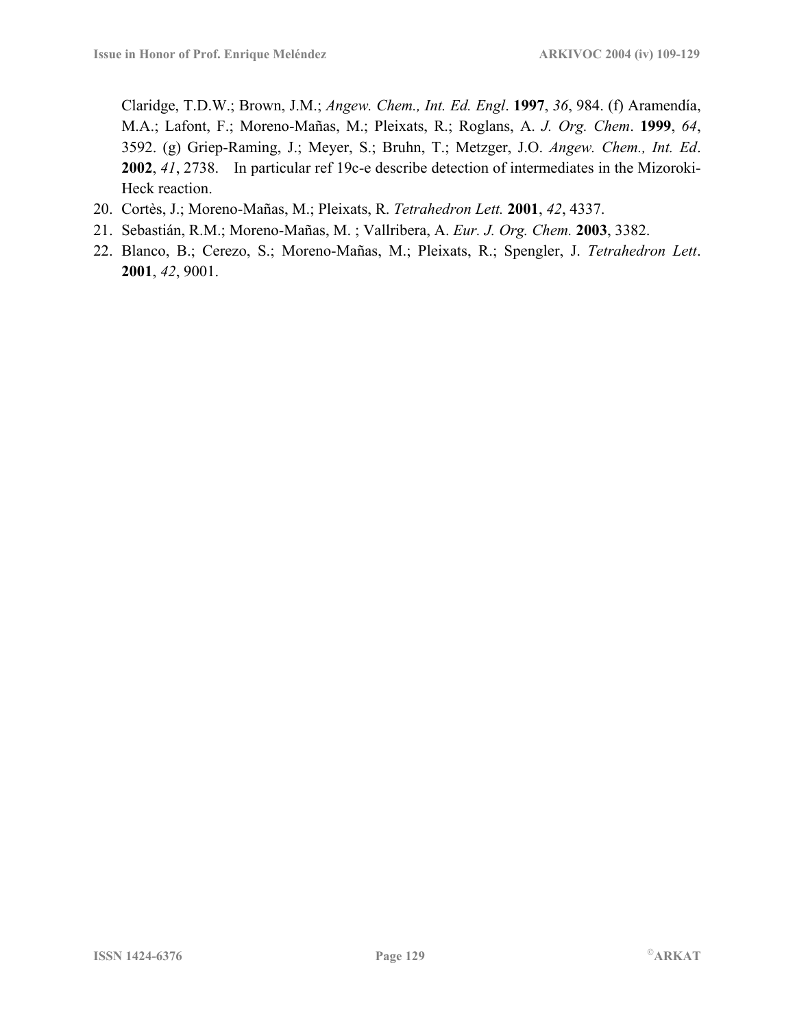Claridge, T.D.W.; Brown, J.M.; *Angew. Chem., Int. Ed. Engl*. **1997**, *36*, 984. (f) Aramendía, M.A.; Lafont, F.; Moreno-Mañas, M.; Pleixats, R.; Roglans, A. *J. Org. Chem*. **1999**, *64*, 3592. (g) Griep-Raming, J.; Meyer, S.; Bruhn, T.; Metzger, J.O. *Angew. Chem., Int. Ed*. **2002**, *41*, 2738. In particular ref 19c-e describe detection of intermediates in the Mizoroki-Heck reaction.

20. Cortès, J.; Moreno-Mañas, M.; Pleixats, R. *Tetrahedron Lett.* **2001**, *42*, 4337.
21. Sebastián, R.M.; Moreno-Mañas, M. ; Vallribera, A. *Eur. J. Org. Chem.* **2003**, 3382.
22. Blanco, B.; Cerezo, S.; Moreno-Mañas, M.; Pleixats, R.; Spengler, J. *Tetrahedron Lett*. **2001**, *42*, 9001.